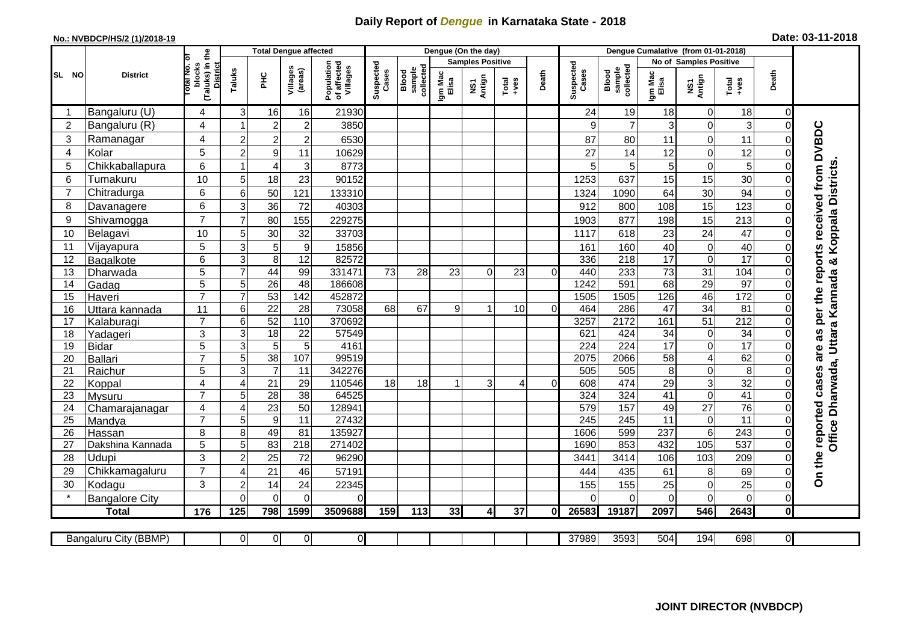# Daily Report of *Dengue* in Karnataka State - 2018

**No.: NVBDCP/HS/2 (1)/2018-19**

**Date: 03-11-2018**

| SL NO | District | Total No. of blocks (Taluks) in the District | Total Dengue affected | | | | Dengue (On the day) | | | | | | | Dengue Cumalative (from 01-01-2018) | | | | | | | |
|---|---|---|---|---|---|---|---|---|---|---|---|---|---|---|---|---|---|---|---|---|
| | | | Taluks | PHC | Villages (areas) | Population of affected Villages | Suspected Cases | Blood sample collected | Samples Positive | | | Death | Suspected Cases | Blood sample collected | No of Samples Positive | | | Death | |
| | | | | | | | | | Igm Mac Elisa | NS1 Antign | Total +ves | | | | Igm Mac Elisa | NS1 Antign | Total +ves | | |
| 1 | Bangaluru (U) | 4 | 3 | 16 | 16 | 21930 | | | | | | | 24 | 19 | 18 | 0 | 18 | 0 | On the reported cases are as per the reports received from DVBDC Office Dharwada, Uttara Kannada & Koppala Districts. |
| 2 | Bangaluru (R) | 4 | 1 | 2 | 2 | 3850 | | | | | | | 9 | 7 | 3 | 0 | 3 | 0 | |
| 3 | Ramanagar | 4 | 2 | 2 | 2 | 6530 | | | | | | | 87 | 80 | 11 | 0 | 11 | 0 | |
| 4 | Kolar | 5 | 2 | 9 | 11 | 10629 | | | | | | | 27 | 14 | 12 | 0 | 12 | 0 | |
| 5 | Chikkaballapura | 6 | 1 | 4 | 3 | 8773 | | | | | | | 5 | 5 | 5 | 0 | 5 | 0 | |
| 6 | Tumakuru | 10 | 5 | 18 | 23 | 90152 | | | | | | | 1253 | 637 | 15 | 15 | 30 | 0 | |
| 7 | Chitradurga | 6 | 6 | 50 | 121 | 133310 | | | | | | | 1324 | 1090 | 64 | 30 | 94 | 0 | |
| 8 | Davanagere | 6 | 3 | 36 | 72 | 40303 | | | | | | | 912 | 800 | 108 | 15 | 123 | 0 | |
| 9 | Shivamogga | 7 | 7 | 80 | 155 | 229275 | | | | | | | 1903 | 877 | 198 | 15 | 213 | 0 | |
| 10 | Belagavi | 10 | 5 | 30 | 32 | 33703 | | | | | | | 1117 | 618 | 23 | 24 | 47 | 0 | |
| 11 | Vijayapura | 5 | 3 | 5 | 9 | 15856 | | | | | | | 161 | 160 | 40 | 0 | 40 | 0 | |
| 12 | Bagalkote | 6 | 3 | 8 | 12 | 82572 | | | | | | | 336 | 218 | 17 | 0 | 17 | 0 | |
| 13 | Dharwada | 5 | 7 | 44 | 99 | 331471 | 73 | 28 | 23 | 0 | 23 | 0 | 440 | 233 | 73 | 31 | 104 | 0 | |
| 14 | Gadag | 5 | 5 | 26 | 48 | 186608 | | | | | | | 1242 | 591 | 68 | 29 | 97 | 0 | |
| 15 | Haveri | 7 | 7 | 53 | 142 | 452872 | | | | | | | 1505 | 1505 | 126 | 46 | 172 | 0 | |
| 16 | Uttara kannada | 11 | 6 | 22 | 28 | 73058 | 68 | 67 | 9 | 1 | 10 | 0 | 464 | 286 | 47 | 34 | 81 | 0 | |
| 17 | Kalaburagi | 7 | 6 | 52 | 110 | 370692 | | | | | | | 3257 | 2172 | 161 | 51 | 212 | 0 | |
| 18 | Yadageri | 3 | 3 | 18 | 22 | 57549 | | | | | | | 621 | 424 | 34 | 0 | 34 | 0 | |
| 19 | Bidar | 5 | 3 | 5 | 5 | 4161 | | | | | | | 224 | 224 | 17 | 0 | 17 | 0 | |
| 20 | Ballari | 7 | 5 | 38 | 107 | 99519 | | | | | | | 2075 | 2066 | 58 | 4 | 62 | 0 | |
| 21 | Raichur | 5 | 3 | 7 | 11 | 342276 | | | | | | | 505 | 505 | 8 | 0 | 8 | 0 | |
| 22 | Koppal | 4 | 4 | 21 | 29 | 110546 | 18 | 18 | 1 | 3 | 4 | 0 | 608 | 474 | 29 | 3 | 32 | 0 | |
| 23 | Mysuru | 7 | 5 | 28 | 38 | 64525 | | | | | | | 324 | 324 | 41 | 0 | 41 | 0 | |
| 24 | Chamarajanagar | 4 | 4 | 23 | 50 | 128941 | | | | | | | 579 | 157 | 49 | 27 | 76 | 0 | |
| 25 | Mandya | 7 | 5 | 9 | 11 | 27432 | | | | | | | 245 | 245 | 11 | 0 | 11 | 0 | |
| 26 | Hassan | 8 | 8 | 49 | 81 | 135927 | | | | | | | 1606 | 599 | 237 | 6 | 243 | 0 | |
| 27 | Dakshina Kannada | 5 | 5 | 83 | 218 | 271402 | | | | | | | 1690 | 853 | 432 | 105 | 537 | 0 | |
| 28 | Udupi | 3 | 2 | 25 | 72 | 96290 | | | | | | | 3441 | 3414 | 106 | 103 | 209 | 0 | |
| 29 | Chikkamagaluru | 7 | 4 | 21 | 46 | 57191 | | | | | | | 444 | 435 | 61 | 8 | 69 | 0 | |
| 30 | Kodagu | 3 | 2 | 14 | 24 | 22345 | | | | | | | 155 | 155 | 25 | 0 | 25 | 0 | |
| * | Bangalore City | | 0 | 0 | 0 | 0 | | | | | | | 0 | 0 | 0 | 0 | 0 | 0 | |
| **Total** | | **176** | **125** | **798** | **1599** | **3509688** | **159** | **113** | **33** | **4** | **37** | **0** | **26583** | **19187** | **2097** | **546** | **2643** | **0** | |

| Bangaluru City (BBMP) | | 0 | 0 | 0 | 0 | | | | | | | 37989 | 3593 | 504 | 194 | 698 | 0 |
|---|---|---|---|---|---|---|---|---|---|---|---|---|---|---|---|---|---|

**JOINT DIRECTOR (NVBDCP)**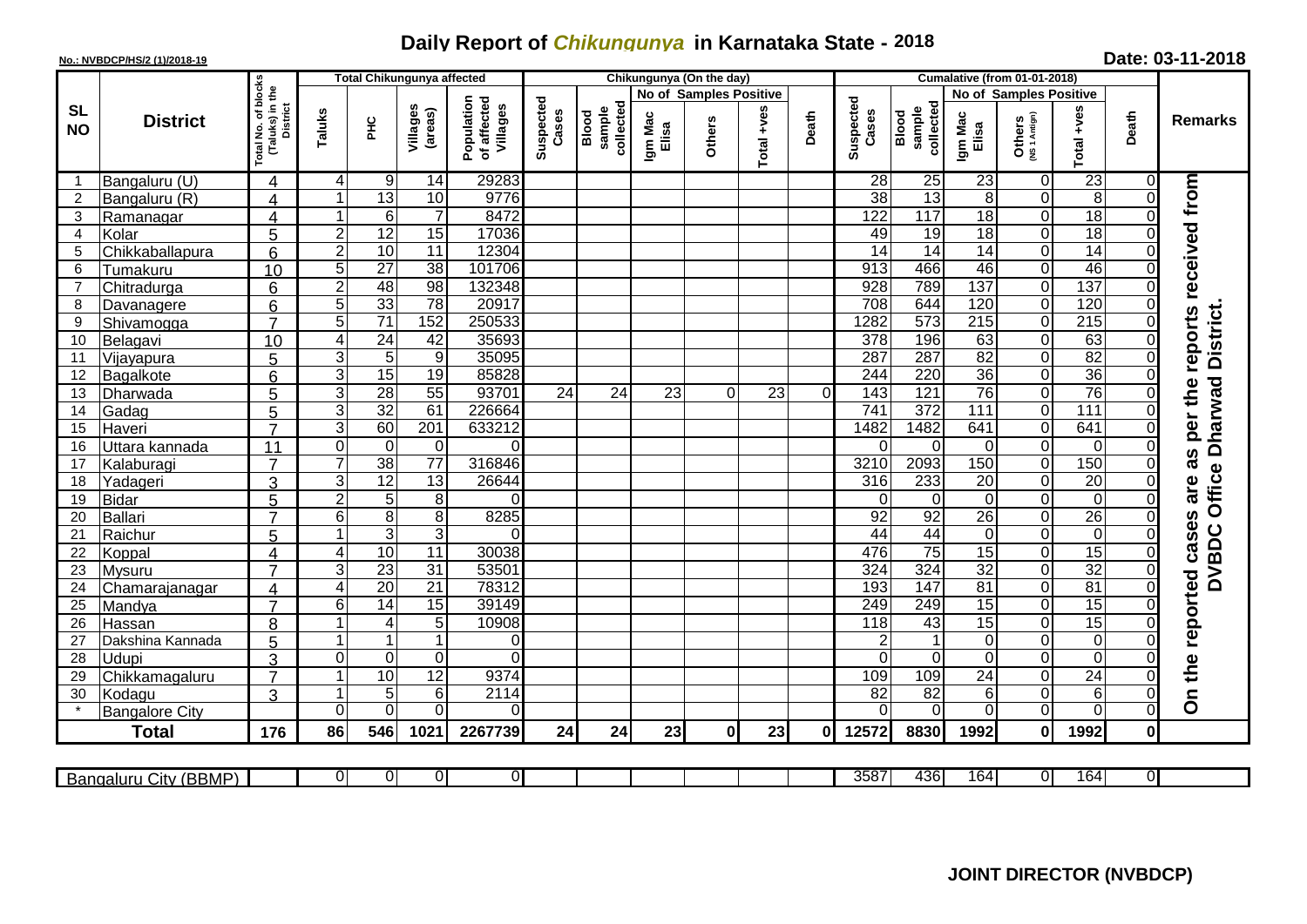# Daily Report of *Chikungunya* in Karnataka State - 2018

**No.: NVBDCP/HS/2 (1)/2018-19**

**Date: 03-11-2018**

| SL NO | District | Total No. of blocks (Taluks) in the District | Total Chikungunya affected | | | | Chikungunya (On the day) | | | | | | | Cumalative (from 01-01-2018) | | | | | | | Remarks |
|---|---|---|---|---|---|---|---|---|---|---|---|---|---|---|---|---|---|---|---|---|---|
| | | | Taluks | PHC | Villages (areas) | Population of affected Villages | Suspected Cases | Blood sample collected | No of Samples Positive | | | Death | Suspected Cases | Blood sample collected | No of Samples Positive | | | Death | |
| | | | | | | | | | Igm Mac Elisa | Others | Total +ves | | | | Igm Mac Elisa | Others (NS 1 Antign) | Total +ves | | |
| 1 | Bangaluru (U) | 4 | 4 | 9 | 14 | 29283 | | | | | | | 28 | 25 | 23 | 0 | 23 | 0 | On the reported cases are as per the reports received from DVBDC Office Dharwad District. |
| 2 | Bangaluru (R) | 4 | 1 | 13 | 10 | 9776 | | | | | | | 38 | 13 | 8 | 0 | 8 | 0 | |
| 3 | Ramanagar | 4 | 1 | 6 | 7 | 8472 | | | | | | | 122 | 117 | 18 | 0 | 18 | 0 | |
| 4 | Kolar | 5 | 2 | 12 | 15 | 17036 | | | | | | | 49 | 19 | 18 | 0 | 18 | 0 | |
| 5 | Chikkaballapura | 6 | 2 | 10 | 11 | 12304 | | | | | | | 14 | 14 | 14 | 0 | 14 | 0 | |
| 6 | Tumakuru | 10 | 5 | 27 | 38 | 101706 | | | | | | | 913 | 466 | 46 | 0 | 46 | 0 | |
| 7 | Chitradurga | 6 | 2 | 48 | 98 | 132348 | | | | | | | 928 | 789 | 137 | 0 | 137 | 0 | |
| 8 | Davanagere | 6 | 5 | 33 | 78 | 20917 | | | | | | | 708 | 644 | 120 | 0 | 120 | 0 | |
| 9 | Shivamogga | 7 | 5 | 71 | 152 | 250533 | | | | | | | 1282 | 573 | 215 | 0 | 215 | 0 | |
| 10 | Belagavi | 10 | 4 | 24 | 42 | 35693 | | | | | | | 378 | 196 | 63 | 0 | 63 | 0 | |
| 11 | Vijayapura | 5 | 3 | 5 | 9 | 35095 | | | | | | | 287 | 287 | 82 | 0 | 82 | 0 | |
| 12 | Bagalkote | 6 | 3 | 15 | 19 | 85828 | | | | | | | 244 | 220 | 36 | 0 | 36 | 0 | |
| 13 | Dharwada | 5 | 3 | 28 | 55 | 93701 | 24 | 24 | 23 | 0 | 23 | 0 | 143 | 121 | 76 | 0 | 76 | 0 | |
| 14 | Gadag | 5 | 3 | 32 | 61 | 226664 | | | | | | | 741 | 372 | 111 | 0 | 111 | 0 | |
| 15 | Haveri | 7 | 3 | 60 | 201 | 633212 | | | | | | | 1482 | 1482 | 641 | 0 | 641 | 0 | |
| 16 | Uttara kannada | 11 | 0 | 0 | 0 | 0 | | | | | | | 0 | 0 | 0 | 0 | 0 | 0 | |
| 17 | Kalaburagi | 7 | 7 | 38 | 77 | 316846 | | | | | | | 3210 | 2093 | 150 | 0 | 150 | 0 | |
| 18 | Yadageri | 3 | 3 | 12 | 13 | 26644 | | | | | | | 316 | 233 | 20 | 0 | 20 | 0 | |
| 19 | Bidar | 5 | 2 | 5 | 8 | 0 | | | | | | | 0 | 0 | 0 | 0 | 0 | 0 | |
| 20 | Ballari | 7 | 6 | 8 | 8 | 8285 | | | | | | | 92 | 92 | 26 | 0 | 26 | 0 | |
| 21 | Raichur | 5 | 1 | 3 | 3 | 0 | | | | | | | 44 | 44 | 0 | 0 | 0 | 0 | |
| 22 | Koppal | 4 | 4 | 10 | 11 | 30038 | | | | | | | 476 | 75 | 15 | 0 | 15 | 0 | |
| 23 | Mysuru | 7 | 3 | 23 | 31 | 53501 | | | | | | | 324 | 324 | 32 | 0 | 32 | 0 | |
| 24 | Chamarajanagar | 4 | 4 | 20 | 21 | 78312 | | | | | | | 193 | 147 | 81 | 0 | 81 | 0 | |
| 25 | Mandya | 7 | 6 | 14 | 15 | 39149 | | | | | | | 249 | 249 | 15 | 0 | 15 | 0 | |
| 26 | Hassan | 8 | 1 | 4 | 5 | 10908 | | | | | | | 118 | 43 | 15 | 0 | 15 | 0 | |
| 27 | Dakshina Kannada | 5 | 1 | 1 | 1 | 0 | | | | | | | 2 | 1 | 0 | 0 | 0 | 0 | |
| 28 | Udupi | 3 | 0 | 0 | 0 | 0 | | | | | | | 0 | 0 | 0 | 0 | 0 | 0 | |
| 29 | Chikkamagaluru | 7 | 1 | 10 | 12 | 9374 | | | | | | | 109 | 109 | 24 | 0 | 24 | 0 | |
| 30 | Kodagu | 3 | 1 | 5 | 6 | 2114 | | | | | | | 82 | 82 | 6 | 0 | 6 | 0 | |
| * | Bangalore City | | 0 | 0 | 0 | 0 | | | | | | | 0 | 0 | 0 | 0 | 0 | 0 | |
| **Total** | | **176** | **86** | **546** | **1021** | **2267739** | **24** | **24** | **23** | **0** | **23** | **0** | **12572** | **8830** | **1992** | **0** | **1992** | **0** | |

| | | | | | | | | | | | | | | | | | | | |
|---|---|---|---|---|---|---|---|---|---|---|---|---|---|---|---|---|---|---|---|
| Bangaluru City (BBMP) | | 0 | 0 | 0 | 0 | | | | | | | 3587 | 436 | 164 | 0 | 164 | 0 | |

**JOINT DIRECTOR (NVBDCP)**